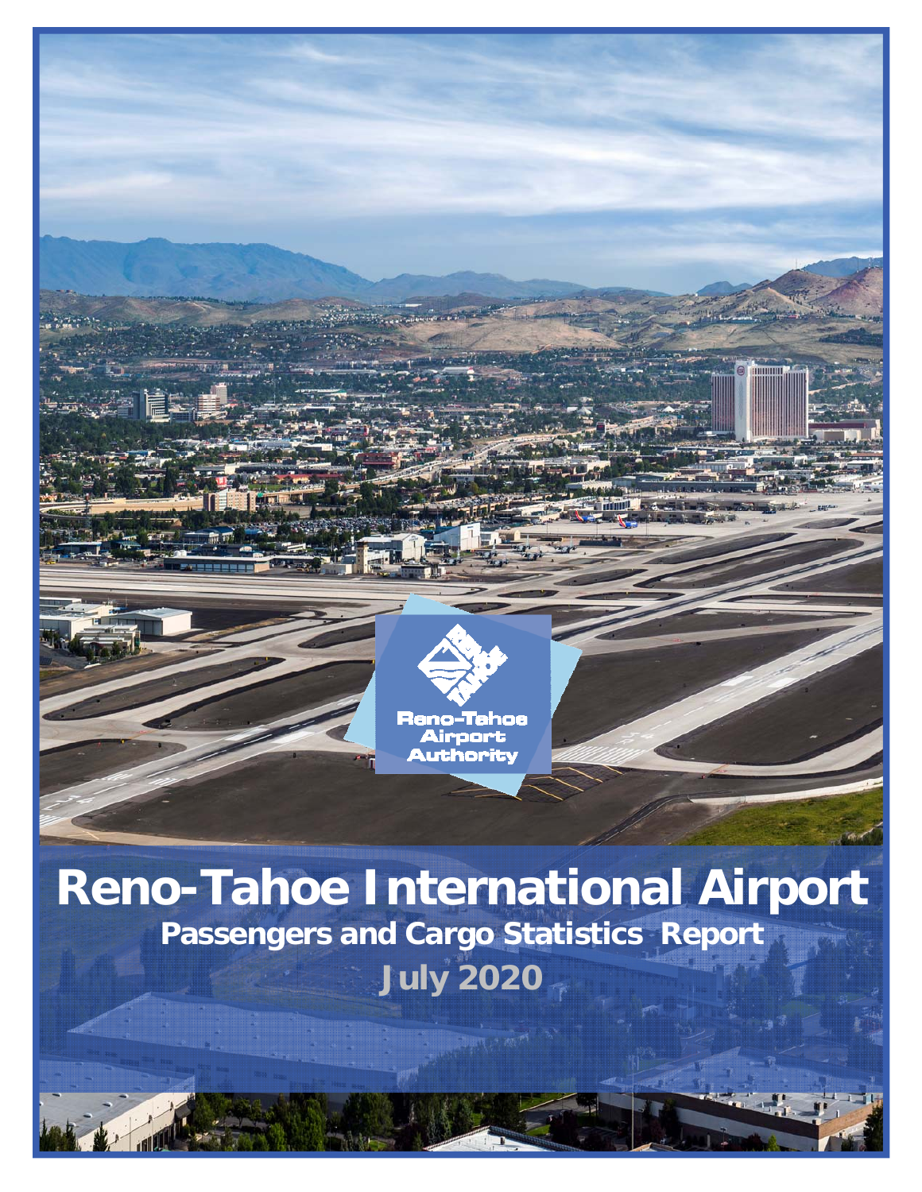Reno-Tahoe Airport Authority

# Reno-Tahoe International Airport

## Passengers and Cargo Statistics Report

### July 2020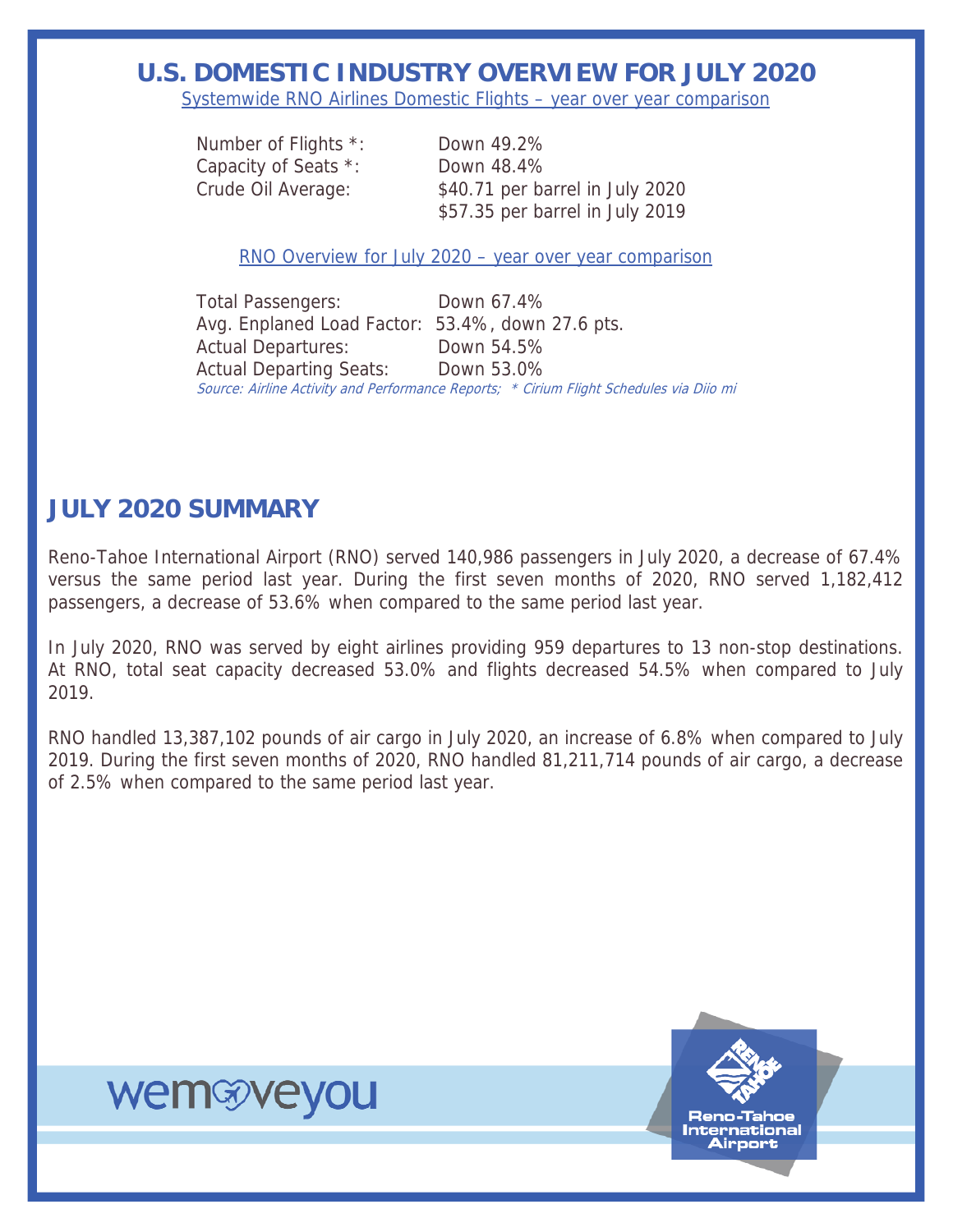# U.S. DOMESTIC INDUSTRY OVERVIEW FOR JULY 2020

Systemwide RNO Airlines Domestic Flights – year over year comparison

| | |
|---|---|
| Number of Flights *: | Down 49.2% |
| Capacity of Seats *: | Down 48.4% |
| Crude Oil Average: | $40.71 per barrel in July 2020<br>$57.35 per barrel in July 2019 |

RNO Overview for July 2020 – year over year comparison

| | |
|---|---|
| Total Passengers: | Down 67.4% |
| Avg. Enplaned Load Factor: | 53.4%, down 27.6 pts. |
| Actual Departures: | Down 54.5% |
| Actual Departing Seats: | Down 53.0% |

*Source: Airline Activity and Performance Reports; * Cirium Flight Schedules via Diio mi*

## JULY 2020 SUMMARY

Reno-Tahoe International Airport (RNO) served 140,986 passengers in July 2020, a decrease of 67.4% versus the same period last year. During the first seven months of 2020, RNO served 1,182,412 passengers, a decrease of 53.6% when compared to the same period last year.

In July 2020, RNO was served by eight airlines providing 959 departures to 13 non-stop destinations. At RNO, total seat capacity decreased 53.0% and flights decreased 54.5% when compared to July 2019.

RNO handled 13,387,102 pounds of air cargo in July 2020, an increase of 6.8% when compared to July 2019. During the first seven months of 2020, RNO handled 81,211,714 pounds of air cargo, a decrease of 2.5% when compared to the same period last year.

wemoveyou

Reno-Tahoe International Airport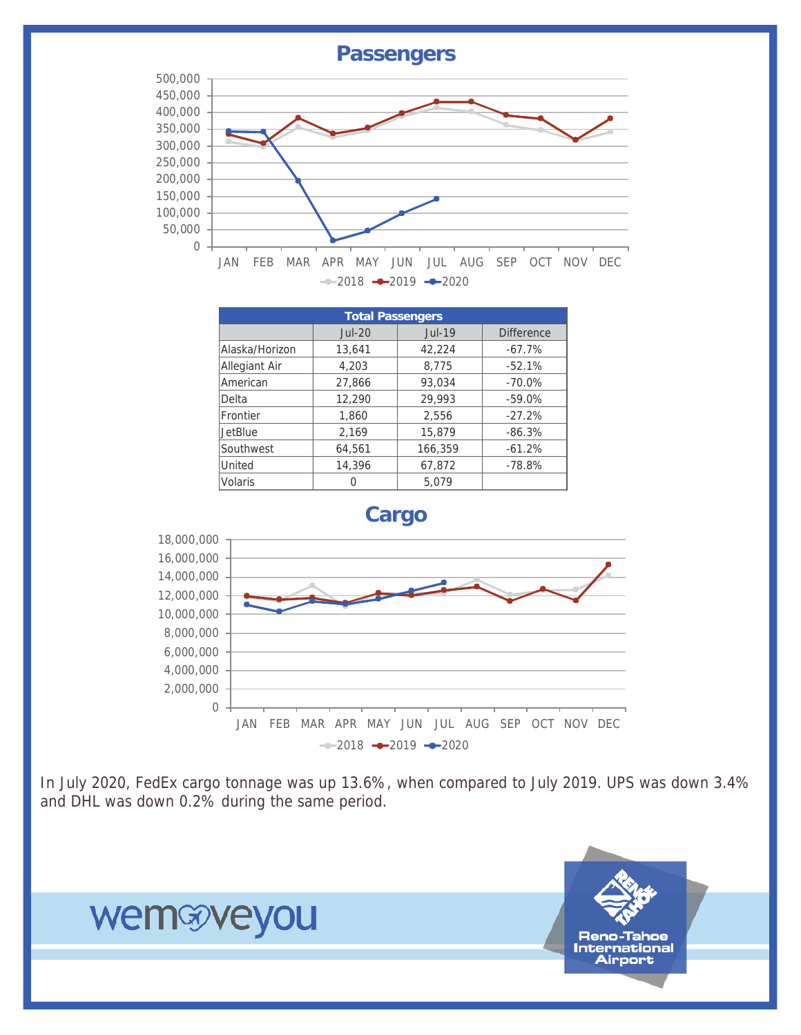## Passengers

500,000
450,000
400,000
350,000
300,000
250,000
200,000
150,000
100,000
50,000
0

JAN FEB MAR APR MAY JUN JUL AUG SEP OCT NOV DEC

2018 2019 2020

| Total Passengers | | | |
|---|---|---|---|
| | Jul-20 | Jul-19 | Difference |
| Alaska/Horizon | 13,641 | 42,224 | -67.7% |
| Allegiant Air | 4,203 | 8,775 | -52.1% |
| American | 27,866 | 93,034 | -70.0% |
| Delta | 12,290 | 29,993 | -59.0% |
| Frontier | 1,860 | 2,556 | -27.2% |
| JetBlue | 2,169 | 15,879 | -86.3% |
| Southwest | 64,561 | 166,359 | -61.2% |
| United | 14,396 | 67,872 | -78.8% |
| Volaris | 0 | 5,079 | |

## Cargo

18,000,000
16,000,000
14,000,000
12,000,000
10,000,000
8,000,000
6,000,000
4,000,000
2,000,000
0

JAN FEB MAR APR MAY JUN JUL AUG SEP OCT NOV DEC

2018 2019 2020

In July 2020, FedEx cargo tonnage was up 13.6%, when compared to July 2019. UPS was down 3.4% and DHL was down 0.2% during the same period.

wemoveyou

Reno-Tahoe International Airport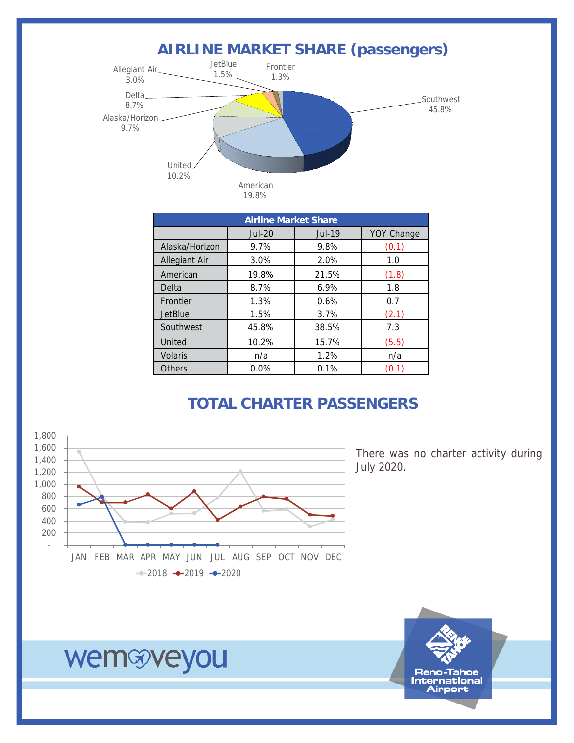## AIRLINE MARKET SHARE (passengers)

| Airline Market Share | | | |
|---|---|---|---|
| | Jul-20 | Jul-19 | YOY Change |
| Alaska/Horizon | 9.7% | 9.8% | (0.1) |
| Allegiant Air | 3.0% | 2.0% | 1.0 |
| American | 19.8% | 21.5% | (1.8) |
| Delta | 8.7% | 6.9% | 1.8 |
| Frontier | 1.3% | 0.6% | 0.7 |
| JetBlue | 1.5% | 3.7% | (2.1) |
| Southwest | 45.8% | 38.5% | 7.3 |
| United | 10.2% | 15.7% | (5.5) |
| Volaris | n/a | 1.2% | n/a |
| Others | 0.0% | 0.1% | (0.1) |

## TOTAL CHARTER PASSENGERS

There was no charter activity during July 2020.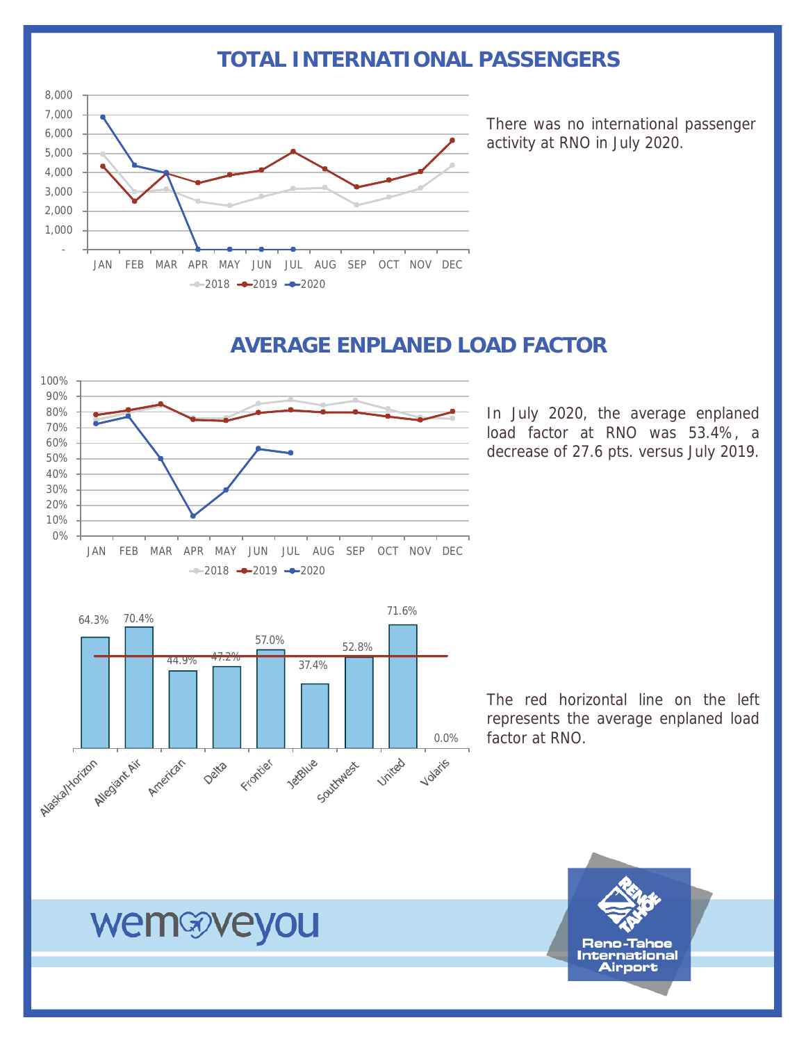## TOTAL INTERNATIONAL PASSENGERS

There was no international passenger activity at RNO in July 2020.

## AVERAGE ENPLANED LOAD FACTOR

In July 2020, the average enplaned load factor at RNO was 53.4%, a decrease of 27.6 pts. versus July 2019.

| Alaska/Horizon | Allegiant Air | American | Delta | Frontier | JetBlue | Southwest | United | Volaris |
|---|---|---|---|---|---|---|---|---|
| 64.3% | 70.4% | 44.9% | 47.2% | 57.0% | 37.4% | 52.8% | 71.6% | 0.0% |

The red horizontal line on the left represents the average enplaned load factor at RNO.

wemoveyou

Reno-Tahoe International Airport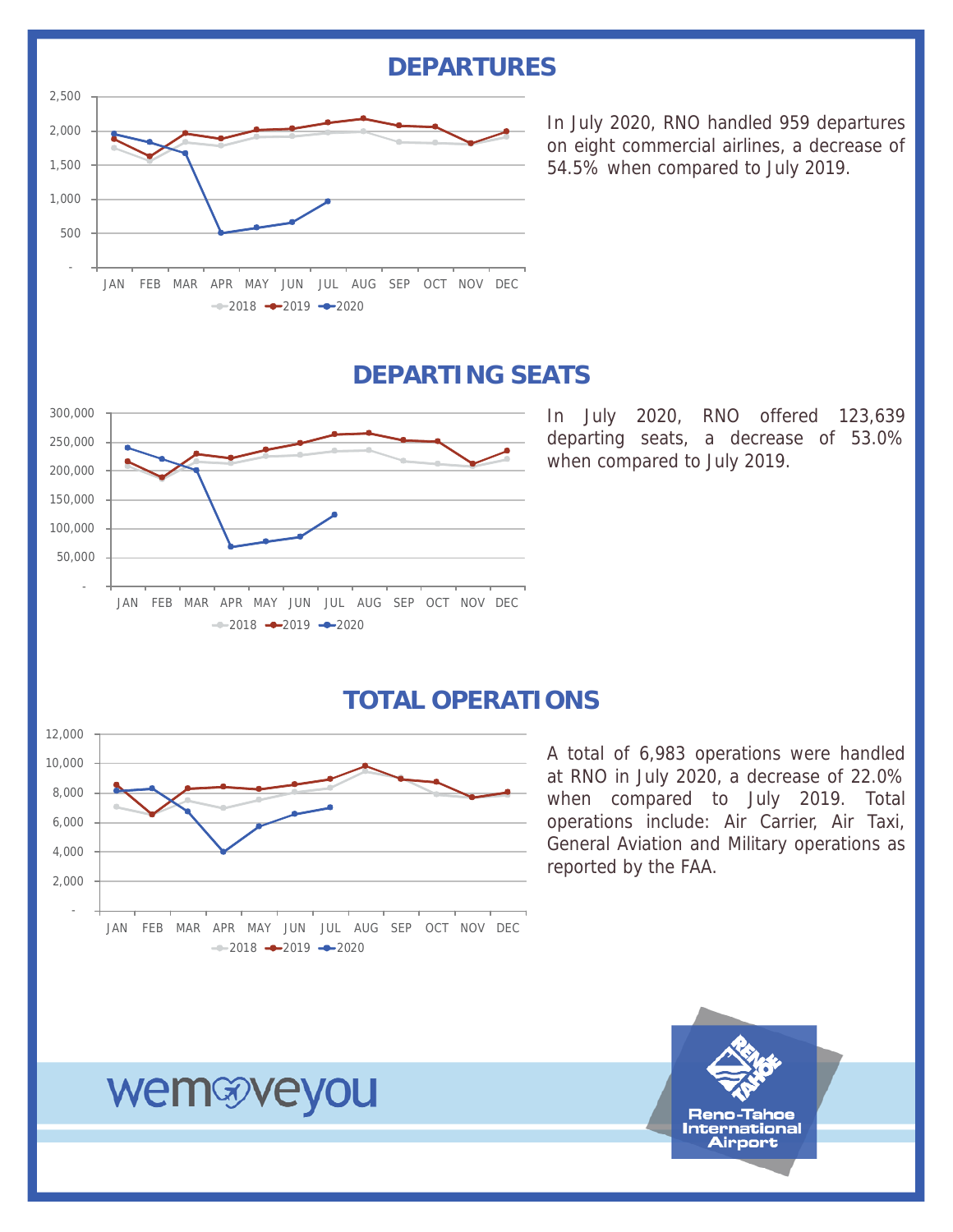## DEPARTURES

In July 2020, RNO handled 959 departures on eight commercial airlines, a decrease of 54.5% when compared to July 2019.

## DEPARTING SEATS

In July 2020, RNO offered 123,639 departing seats, a decrease of 53.0% when compared to July 2019.

## TOTAL OPERATIONS

A total of 6,983 operations were handled at RNO in July 2020, a decrease of 22.0% when compared to July 2019. Total operations include: Air Carrier, Air Taxi, General Aviation and Military operations as reported by the FAA.

wemoveyou

Reno-Tahoe International Airport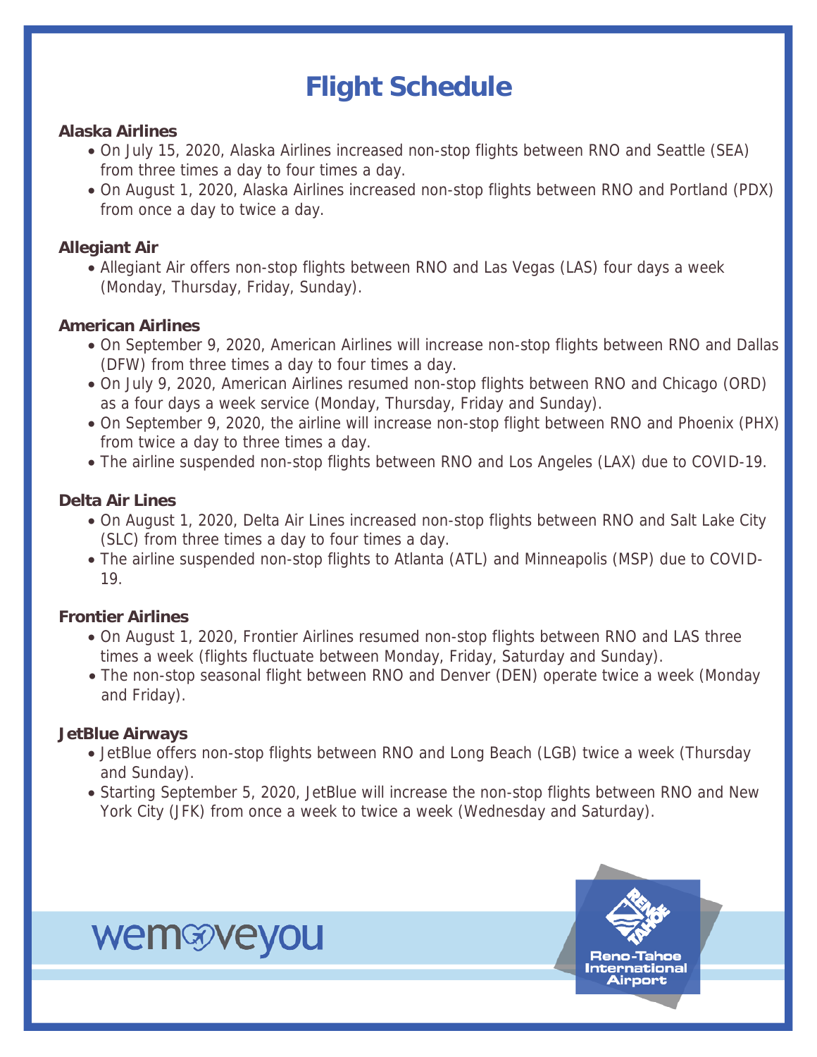# Flight Schedule

**Alaska Airlines**

- On July 15, 2020, Alaska Airlines increased non-stop flights between RNO and Seattle (SEA) from three times a day to four times a day.
- On August 1, 2020, Alaska Airlines increased non-stop flights between RNO and Portland (PDX) from once a day to twice a day.

**Allegiant Air**

- Allegiant Air offers non-stop flights between RNO and Las Vegas (LAS) four days a week (Monday, Thursday, Friday, Sunday).

**American Airlines**

- On September 9, 2020, American Airlines will increase non-stop flights between RNO and Dallas (DFW) from three times a day to four times a day.
- On July 9, 2020, American Airlines resumed non-stop flights between RNO and Chicago (ORD) as a four days a week service (Monday, Thursday, Friday and Sunday).
- On September 9, 2020, the airline will increase non-stop flight between RNO and Phoenix (PHX) from twice a day to three times a day.
- The airline suspended non-stop flights between RNO and Los Angeles (LAX) due to COVID-19.

**Delta Air Lines**

- On August 1, 2020, Delta Air Lines increased non-stop flights between RNO and Salt Lake City (SLC) from three times a day to four times a day.
- The airline suspended non-stop flights to Atlanta (ATL) and Minneapolis (MSP) due to COVID-19.

**Frontier Airlines**

- On August 1, 2020, Frontier Airlines resumed non-stop flights between RNO and LAS three times a week (flights fluctuate between Monday, Friday, Saturday and Sunday).
- The non-stop seasonal flight between RNO and Denver (DEN) operate twice a week (Monday and Friday).

**JetBlue Airways**

- JetBlue offers non-stop flights between RNO and Long Beach (LGB) twice a week (Thursday and Sunday).
- Starting September 5, 2020, JetBlue will increase the non-stop flights between RNO and New York City (JFK) from once a week to twice a week (Wednesday and Saturday).

wemoveyou

Reno-Tahoe International Airport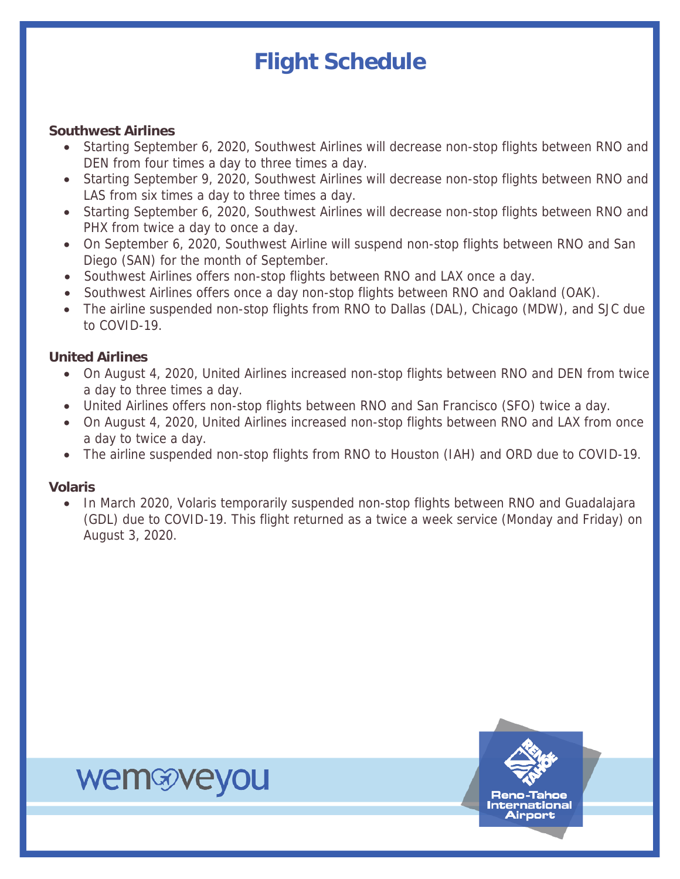# Flight Schedule

**Southwest Airlines**

- Starting September 6, 2020, Southwest Airlines will decrease non-stop flights between RNO and DEN from four times a day to three times a day.
- Starting September 9, 2020, Southwest Airlines will decrease non-stop flights between RNO and LAS from six times a day to three times a day.
- Starting September 6, 2020, Southwest Airlines will decrease non-stop flights between RNO and PHX from twice a day to once a day.
- On September 6, 2020, Southwest Airline will suspend non-stop flights between RNO and San Diego (SAN) for the month of September.
- Southwest Airlines offers non-stop flights between RNO and LAX once a day.
- Southwest Airlines offers once a day non-stop flights between RNO and Oakland (OAK).
- The airline suspended non-stop flights from RNO to Dallas (DAL), Chicago (MDW), and SJC due to COVID-19.

**United Airlines**

- On August 4, 2020, United Airlines increased non-stop flights between RNO and DEN from twice a day to three times a day.
- United Airlines offers non-stop flights between RNO and San Francisco (SFO) twice a day.
- On August 4, 2020, United Airlines increased non-stop flights between RNO and LAX from once a day to twice a day.
- The airline suspended non-stop flights from RNO to Houston (IAH) and ORD due to COVID-19.

**Volaris**

- In March 2020, Volaris temporarily suspended non-stop flights between RNO and Guadalajara (GDL) due to COVID-19. This flight returned as a twice a week service (Monday and Friday) on August 3, 2020.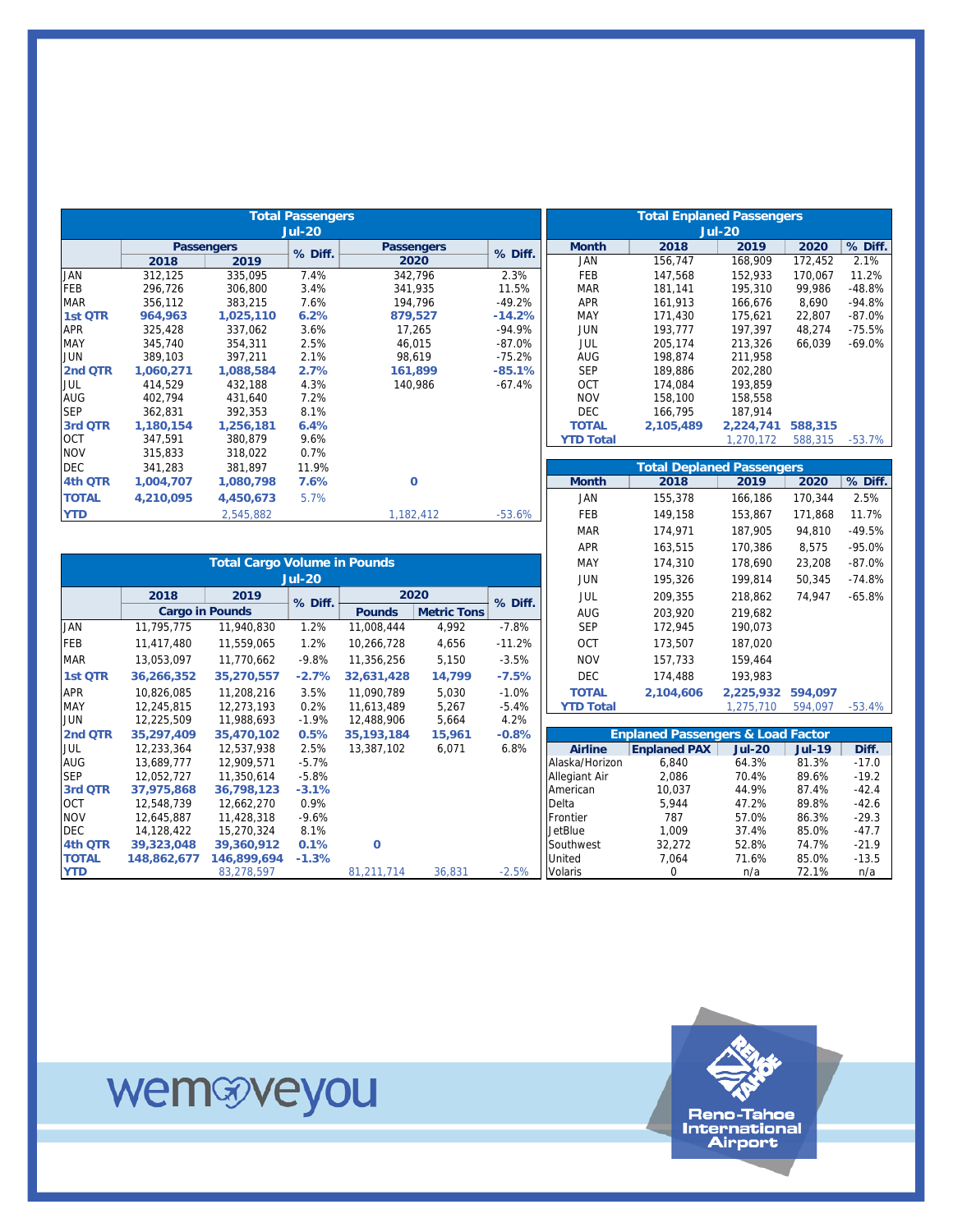## Total Passengers Jul-20

| | Passengers 2018 | Passengers 2019 | % Diff. | Passengers 2020 | % Diff. |
|---|---|---|---|---|---|
| JAN | 312,125 | 335,095 | 7.4% | 342,796 | 2.3% |
| FEB | 296,726 | 306,800 | 3.4% | 341,935 | 11.5% |
| MAR | 356,112 | 383,215 | 7.6% | 194,796 | -49.2% |
| **1st QTR** | **964,963** | **1,025,110** | **6.2%** | **879,527** | **-14.2%** |
| APR | 325,428 | 337,062 | 3.6% | 17,265 | -94.9% |
| MAY | 345,740 | 354,311 | 2.5% | 46,015 | -87.0% |
| JUN | 389,103 | 397,211 | 2.1% | 98,619 | -75.2% |
| **2nd QTR** | **1,060,271** | **1,088,584** | **2.7%** | **161,899** | **-85.1%** |
| JUL | 414,529 | 432,188 | 4.3% | 140,986 | -67.4% |
| AUG | 402,794 | 431,640 | 7.2% | | |
| SEP | 362,831 | 392,353 | 8.1% | | |
| **3rd QTR** | **1,180,154** | **1,256,181** | **6.4%** | | |
| OCT | 347,591 | 380,879 | 9.6% | | |
| NOV | 315,833 | 318,022 | 0.7% | | |
| DEC | 341,283 | 381,897 | 11.9% | | |
| **4th QTR** | **1,004,707** | **1,080,798** | **7.6%** | **0** | |
| **TOTAL** | **4,210,095** | **4,450,673** | 5.7% | | |
| **YTD** | | 2,545,882 | | 1,182,412 | -53.6% |

## Total Cargo Volume in Pounds Jul-20

| | 2018 Cargo in Pounds | 2019 Cargo in Pounds | % Diff. | 2020 Pounds | 2020 Metric Tons | % Diff. |
|---|---|---|---|---|---|---|
| JAN | 11,795,775 | 11,940,830 | 1.2% | 11,008,444 | 4,992 | -7.8% |
| FEB | 11,417,480 | 11,559,065 | 1.2% | 10,266,728 | 4,656 | -11.2% |
| MAR | 13,053,097 | 11,770,662 | -9.8% | 11,356,256 | 5,150 | -3.5% |
| **1st QTR** | **36,266,352** | **35,270,557** | **-2.7%** | **32,631,428** | **14,799** | **-7.5%** |
| APR | 10,826,085 | 11,208,216 | 3.5% | 11,090,789 | 5,030 | -1.0% |
| MAY | 12,245,815 | 12,273,193 | 0.2% | 11,613,489 | 5,267 | -5.4% |
| JUN | 12,225,509 | 11,988,693 | -1.9% | 12,488,906 | 5,664 | 4.2% |
| **2nd QTR** | **35,297,409** | **35,470,102** | **0.5%** | **35,193,184** | **15,961** | **-0.8%** |
| JUL | 12,233,364 | 12,537,938 | 2.5% | 13,387,102 | 6,071 | 6.8% |
| AUG | 13,689,777 | 12,909,571 | -5.7% | | | |
| SEP | 12,052,727 | 11,350,614 | -5.8% | | | |
| **3rd QTR** | **37,975,868** | **36,798,123** | **-3.1%** | | | |
| OCT | 12,548,739 | 12,662,270 | 0.9% | | | |
| NOV | 12,645,887 | 11,428,318 | -9.6% | | | |
| DEC | 14,128,422 | 15,270,324 | 8.1% | | | |
| **4th QTR** | **39,323,048** | **39,360,912** | **0.1%** | **0** | | |
| **TOTAL** | **148,862,677** | **146,899,694** | **-1.3%** | | | |
| **YTD** | | 83,278,597 | | 81,211,714 | 36,831 | -2.5% |

## Total Enplaned Passengers Jul-20

| Month | 2018 | 2019 | 2020 | % Diff. |
|---|---|---|---|---|
| JAN | 156,747 | 168,909 | 172,452 | 2.1% |
| FEB | 147,568 | 152,933 | 170,067 | 11.2% |
| MAR | 181,141 | 195,310 | 99,986 | -48.8% |
| APR | 161,913 | 166,676 | 8,690 | -94.8% |
| MAY | 171,430 | 175,621 | 22,807 | -87.0% |
| JUN | 193,777 | 197,397 | 48,274 | -75.5% |
| JUL | 205,174 | 213,326 | 66,039 | -69.0% |
| AUG | 198,874 | 211,958 | | |
| SEP | 189,886 | 202,280 | | |
| OCT | 174,084 | 193,859 | | |
| NOV | 158,100 | 158,558 | | |
| DEC | 166,795 | 187,914 | | |
| **TOTAL** | **2,105,489** | **2,224,741** | **588,315** | |
| **YTD Total** | | 1,270,172 | 588,315 | -53.7% |

## Total Deplaned Passengers

| Month | 2018 | 2019 | 2020 | % Diff. |
|---|---|---|---|---|
| JAN | 155,378 | 166,186 | 170,344 | 2.5% |
| FEB | 149,158 | 153,867 | 171,868 | 11.7% |
| MAR | 174,971 | 187,905 | 94,810 | -49.5% |
| APR | 163,515 | 170,386 | 8,575 | -95.0% |
| MAY | 174,310 | 178,690 | 23,208 | -87.0% |
| JUN | 195,326 | 199,814 | 50,345 | -74.8% |
| JUL | 209,355 | 218,862 | 74,947 | -65.8% |
| AUG | 203,920 | 219,682 | | |
| SEP | 172,945 | 190,073 | | |
| OCT | 173,507 | 187,020 | | |
| NOV | 157,733 | 159,464 | | |
| DEC | 174,488 | 193,983 | | |
| **TOTAL** | **2,104,606** | **2,225,932** | **594,097** | |
| **YTD Total** | | 1,275,710 | 594,097 | -53.4% |

## Enplaned Passengers & Load Factor

| Airline | Enplaned PAX | Jul-20 | Jul-19 | Diff. |
|---|---|---|---|---|
| Alaska/Horizon | 6,840 | 64.3% | 81.3% | -17.0 |
| Allegiant Air | 2,086 | 70.4% | 89.6% | -19.2 |
| American | 10,037 | 44.9% | 87.4% | -42.4 |
| Delta | 5,944 | 47.2% | 89.8% | -42.6 |
| Frontier | 787 | 57.0% | 86.3% | -29.3 |
| JetBlue | 1,009 | 37.4% | 85.0% | -47.7 |
| Southwest | 32,272 | 52.8% | 74.7% | -21.9 |
| United | 7,064 | 71.6% | 85.0% | -13.5 |
| Volaris | 0 | n/a | 72.1% | n/a |

wemoveyou

Reno-Tahoe International Airport